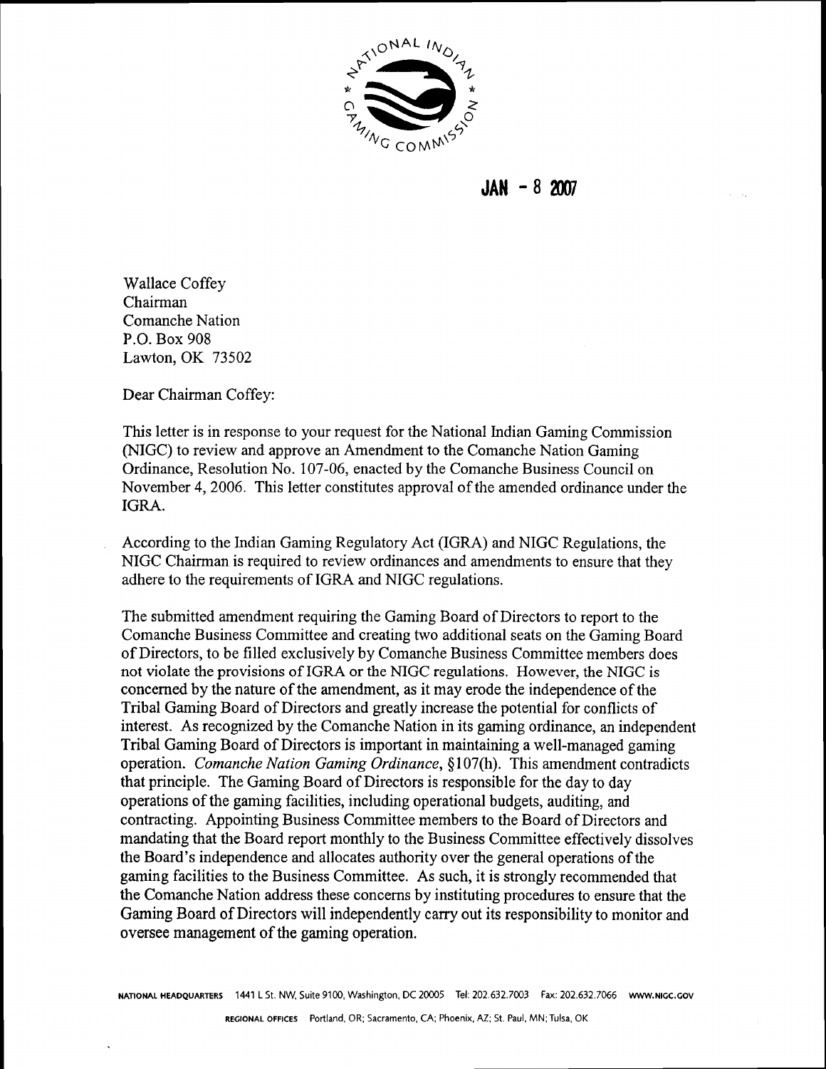JAN - 8 2007

Wallace Coffey
Chairman
Comanche Nation
P.O. Box 908
Lawton, OK 73502

Dear Chairman Coffey:

This letter is in response to your request for the National Indian Gaming Commission (NIGC) to review and approve an Amendment to the Comanche Nation Gaming Ordinance, Resolution No. 107-06, enacted by the Comanche Business Council on November 4, 2006. This letter constitutes approval of the amended ordinance under the IGRA.

According to the Indian Gaming Regulatory Act (IGRA) and NIGC Regulations, the NIGC Chairman is required to review ordinances and amendments to ensure that they adhere to the requirements of IGRA and NIGC regulations.

The submitted amendment requiring the Gaming Board of Directors to report to the Comanche Business Committee and creating two additional seats on the Gaming Board of Directors, to be filled exclusively by Comanche Business Committee members does not violate the provisions of IGRA or the NIGC regulations. However, the NIGC is concerned by the nature of the amendment, as it may erode the independence of the Tribal Gaming Board of Directors and greatly increase the potential for conflicts of interest. As recognized by the Comanche Nation in its gaming ordinance, an independent Tribal Gaming Board of Directors is important in maintaining a well-managed gaming operation. *Comanche Nation Gaming Ordinance*, §107(h). This amendment contradicts that principle. The Gaming Board of Directors is responsible for the day to day operations of the gaming facilities, including operational budgets, auditing, and contracting. Appointing Business Committee members to the Board of Directors and mandating that the Board report monthly to the Business Committee effectively dissolves the Board's independence and allocates authority over the general operations of the gaming facilities to the Business Committee. As such, it is strongly recommended that the Comanche Nation address these concerns by instituting procedures to ensure that the Gaming Board of Directors will independently carry out its responsibility to monitor and oversee management of the gaming operation.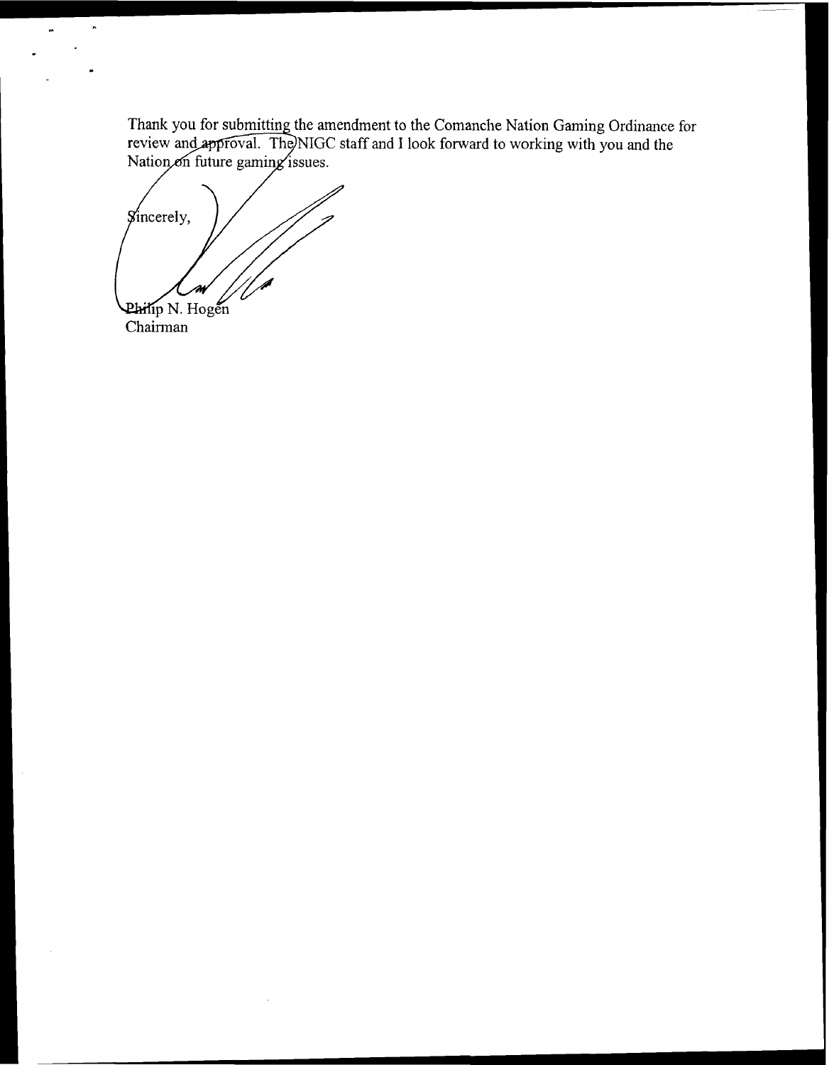Thank you for submitting the amendment to the Comanche Nation Gaming Ordinance for review and approval. The NIGC staff and I look forward to working with you and the Nation on future gaming issues.

Sincerely,

Philip N. Hogen
Chairman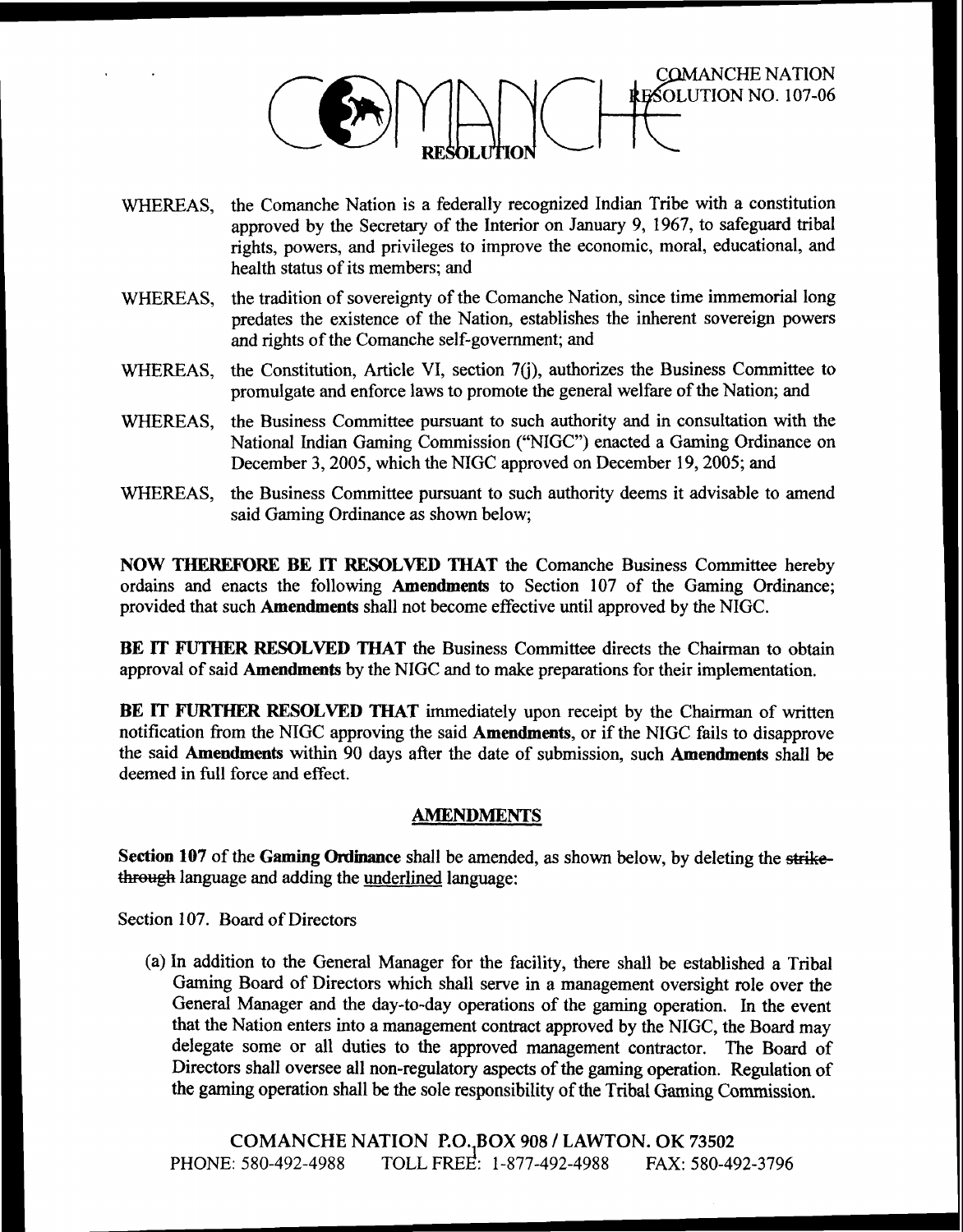COMANCHE NATION
RESOLUTION NO. 107-06

RESOLUTION

WHEREAS, the Comanche Nation is a federally recognized Indian Tribe with a constitution approved by the Secretary of the Interior on January 9, 1967, to safeguard tribal rights, powers, and privileges to improve the economic, moral, educational, and health status of its members; and

WHEREAS, the tradition of sovereignty of the Comanche Nation, since time immemorial long predates the existence of the Nation, establishes the inherent sovereign powers and rights of the Comanche self-government; and

WHEREAS, the Constitution, Article VI, section 7(j), authorizes the Business Committee to promulgate and enforce laws to promote the general welfare of the Nation; and

WHEREAS, the Business Committee pursuant to such authority and in consultation with the National Indian Gaming Commission ("NIGC") enacted a Gaming Ordinance on December 3, 2005, which the NIGC approved on December 19, 2005; and

WHEREAS, the Business Committee pursuant to such authority deems it advisable to amend said Gaming Ordinance as shown below;

**NOW THEREFORE BE IT RESOLVED THAT** the Comanche Business Committee hereby ordains and enacts the following **Amendments** to Section 107 of the Gaming Ordinance; provided that such **Amendments** shall not become effective until approved by the NIGC.

**BE IT FUTHER RESOLVED THAT** the Business Committee directs the Chairman to obtain approval of said **Amendments** by the NIGC and to make preparations for their implementation.

**BE IT FURTHER RESOLVED THAT** immediately upon receipt by the Chairman of written notification from the NIGC approving the said **Amendments**, or if the NIGC fails to disapprove the said **Amendments** within 90 days after the date of submission, such **Amendments** shall be deemed in full force and effect.

## AMENDMENTS

**Section 107** of the **Gaming Ordinance** shall be amended, as shown below, by deleting the ~~strike-through~~ language and adding the <u>underlined</u> language:

Section 107. Board of Directors

(a) In addition to the General Manager for the facility, there shall be established a Tribal Gaming Board of Directors which shall serve in a management oversight role over the General Manager and the day-to-day operations of the gaming operation. In the event that the Nation enters into a management contract approved by the NIGC, the Board may delegate some or all duties to the approved management contractor. The Board of Directors shall oversee all non-regulatory aspects of the gaming operation. Regulation of the gaming operation shall be the sole responsibility of the Tribal Gaming Commission.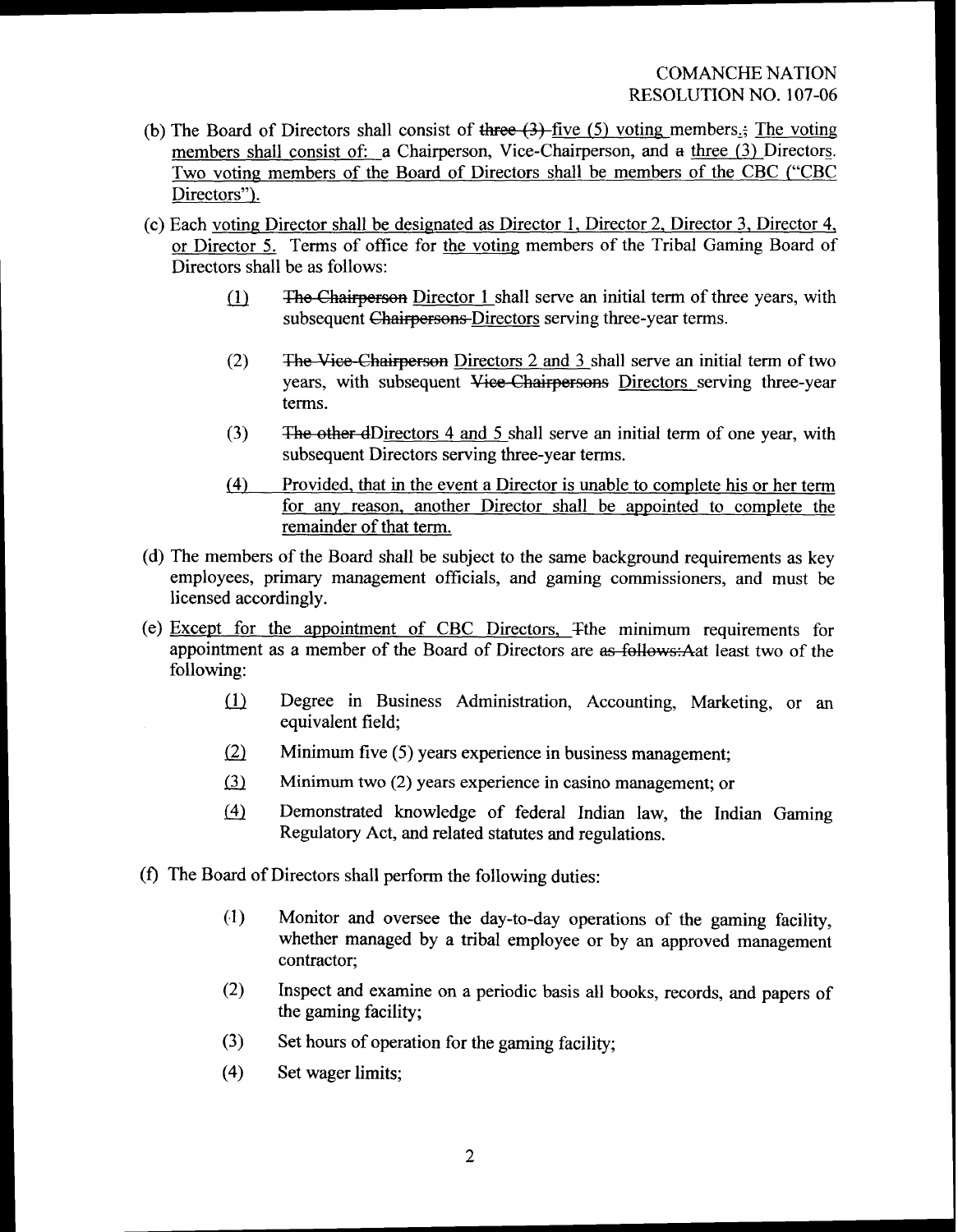(b) The Board of Directors shall consist of ~~three (3)~~ five (5) voting members.~~;~~ The voting members shall consist of: a Chairperson, Vice-Chairperson, and ~~a~~ three (3) Directors. Two voting members of the Board of Directors shall be members of the CBC ("CBC Directors").

(c) Each voting Director shall be designated as Director 1, Director 2, Director 3, Director 4, or Director 5. Terms of office for the voting members of the Tribal Gaming Board of Directors shall be as follows:

> (1) ~~The Chairperson~~ Director 1 shall serve an initial term of three years, with subsequent ~~Chairpersons~~ Directors serving three-year terms.
>
> (2) ~~The Vice-Chairperson~~ Directors 2 and 3 shall serve an initial term of two years, with subsequent ~~Vice-Chairpersons~~ Directors serving three-year terms.
>
> (3) ~~The other d~~Directors 4 and 5 shall serve an initial term of one year, with subsequent Directors serving three-year terms.
>
> (4) Provided, that in the event a Director is unable to complete his or her term for any reason, another Director shall be appointed to complete the remainder of that term.

(d) The members of the Board shall be subject to the same background requirements as key employees, primary management officials, and gaming commissioners, and must be licensed accordingly.

(e) Except for the appointment of CBC Directors, ~~T~~the minimum requirements for appointment as a member of the Board of Directors are ~~as follows:A~~at least two of the following:

> (1) Degree in Business Administration, Accounting, Marketing, or an equivalent field;
>
> (2) Minimum five (5) years experience in business management;
>
> (3) Minimum two (2) years experience in casino management; or
>
> (4) Demonstrated knowledge of federal Indian law, the Indian Gaming Regulatory Act, and related statutes and regulations.

(f) The Board of Directors shall perform the following duties:

> (1) Monitor and oversee the day-to-day operations of the gaming facility, whether managed by a tribal employee or by an approved management contractor;
>
> (2) Inspect and examine on a periodic basis all books, records, and papers of the gaming facility;
>
> (3) Set hours of operation for the gaming facility;
>
> (4) Set wager limits;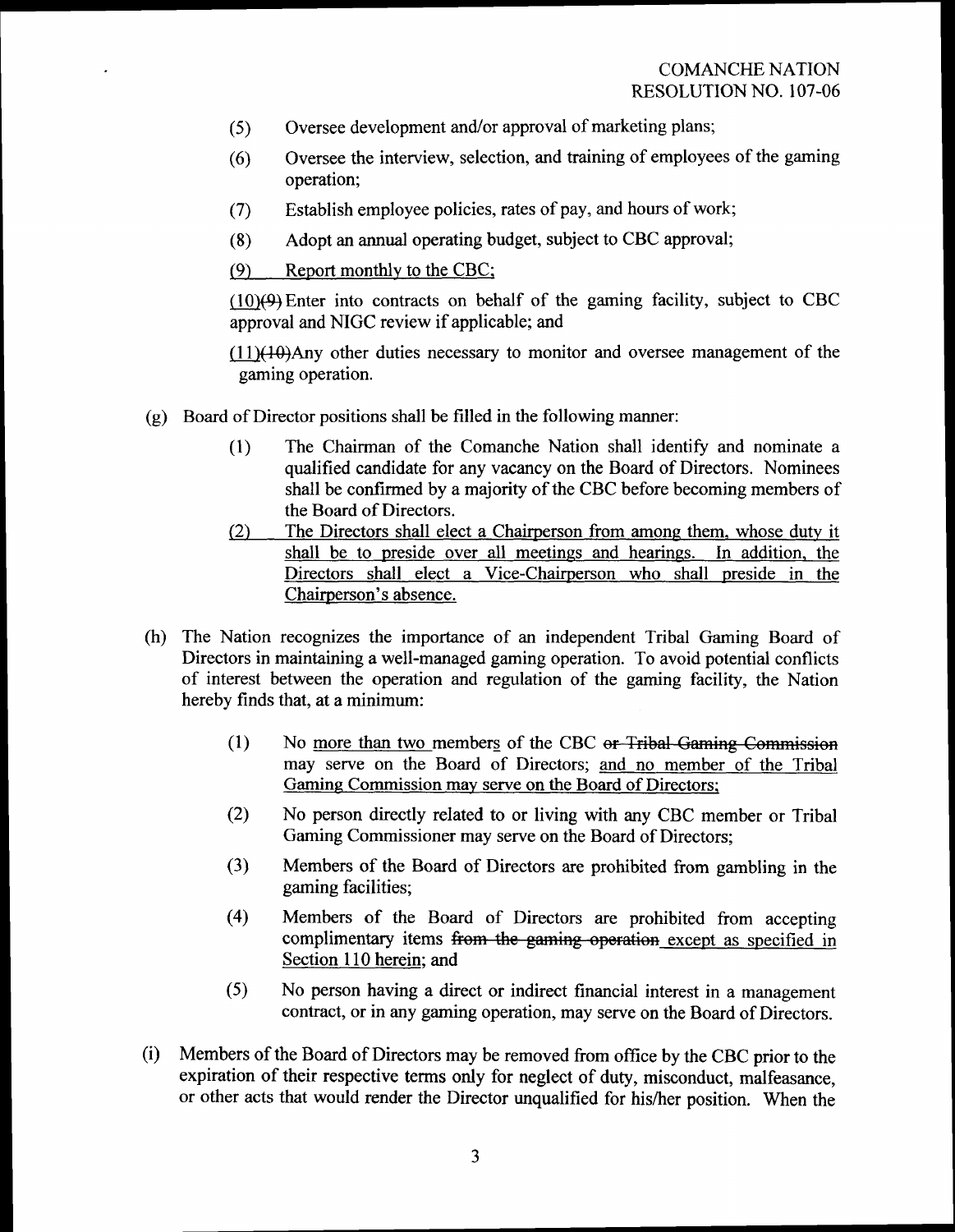(5) Oversee development and/or approval of marketing plans;

(6) Oversee the interview, selection, and training of employees of the gaming operation;

(7) Establish employee policies, rates of pay, and hours of work;

(8) Adopt an annual operating budget, subject to CBC approval;

<u>(9) Report monthly to the CBC;</u>

<u>(10)</u>~~(9)~~ Enter into contracts on behalf of the gaming facility, subject to CBC approval and NIGC review if applicable; and

<u>(11)</u>~~(10)~~Any other duties necessary to monitor and oversee management of the gaming operation.

(g) Board of Director positions shall be filled in the following manner:

(1) The Chairman of the Comanche Nation shall identify and nominate a qualified candidate for any vacancy on the Board of Directors. Nominees shall be confirmed by a majority of the CBC before becoming members of the Board of Directors.

<u>(2) The Directors shall elect a Chairperson from among them, whose duty it shall be to preside over all meetings and hearings. In addition, the Directors shall elect a Vice-Chairperson who shall preside in the Chairperson's absence.</u>

(h) The Nation recognizes the importance of an independent Tribal Gaming Board of Directors in maintaining a well-managed gaming operation. To avoid potential conflicts of interest between the operation and regulation of the gaming facility, the Nation hereby finds that, at a minimum:

(1) No <u>more than two</u> member<u>s</u> of the CBC ~~or Tribal Gaming Commission~~ may serve on the Board of Directors; <u>and no member of the Tribal Gaming Commission may serve on the Board of Directors;</u>

(2) No person directly related to or living with any CBC member or Tribal Gaming Commissioner may serve on the Board of Directors;

(3) Members of the Board of Directors are prohibited from gambling in the gaming facilities;

(4) Members of the Board of Directors are prohibited from accepting complimentary items ~~from the gaming operation~~ <u>except as specified in Section 110 herein</u>; and

(5) No person having a direct or indirect financial interest in a management contract, or in any gaming operation, may serve on the Board of Directors.

(i) Members of the Board of Directors may be removed from office by the CBC prior to the expiration of their respective terms only for neglect of duty, misconduct, malfeasance, or other acts that would render the Director unqualified for his/her position. When the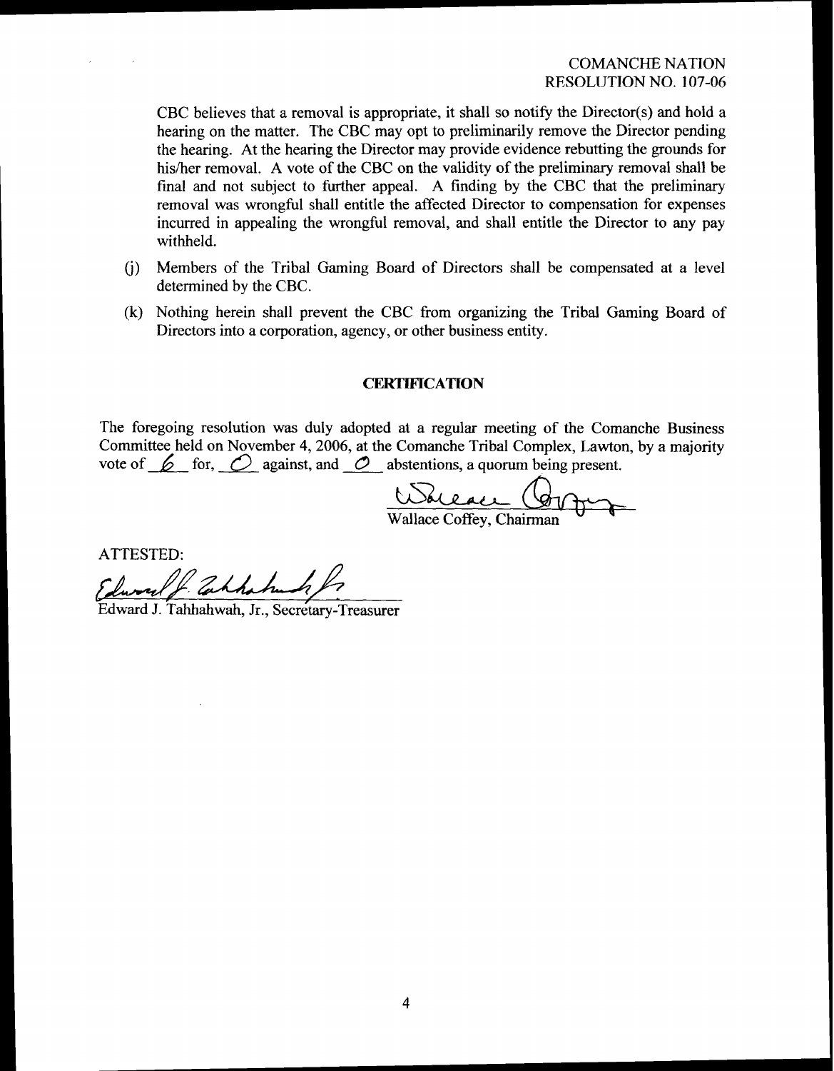CBC believes that a removal is appropriate, it shall so notify the Director(s) and hold a hearing on the matter. The CBC may opt to preliminarily remove the Director pending the hearing. At the hearing the Director may provide evidence rebutting the grounds for his/her removal. A vote of the CBC on the validity of the preliminary removal shall be final and not subject to further appeal. A finding by the CBC that the preliminary removal was wrongful shall entitle the affected Director to compensation for expenses incurred in appealing the wrongful removal, and shall entitle the Director to any pay withheld.

(j) Members of the Tribal Gaming Board of Directors shall be compensated at a level determined by the CBC.

(k) Nothing herein shall prevent the CBC from organizing the Tribal Gaming Board of Directors into a corporation, agency, or other business entity.

## CERTIFICATION

The foregoing resolution was duly adopted at a regular meeting of the Comanche Business Committee held on November 4, 2006, at the Comanche Tribal Complex, Lawton, by a majority vote of 6 for, 0 against, and 0 abstentions, a quorum being present.

Wallace Coffey, Chairman

ATTESTED:

Edward J. Tahhahwah, Jr., Secretary-Treasurer